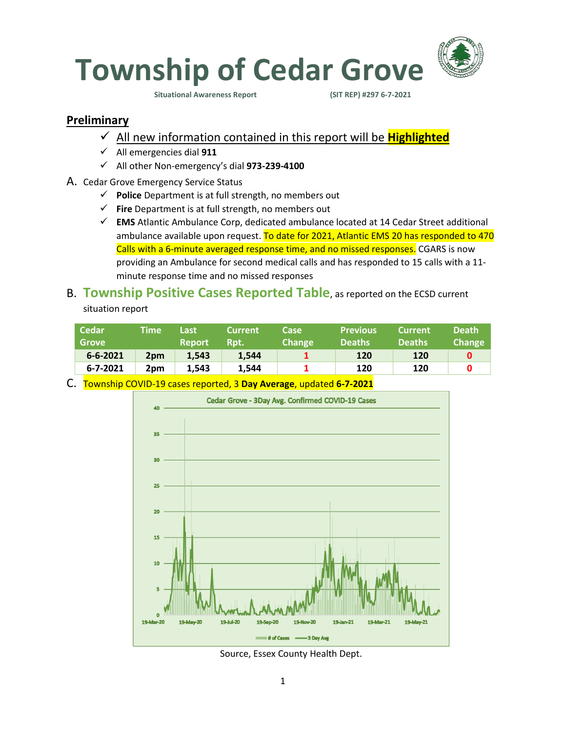# Township of Cedar Grove

Situational Awareness Report (SIT REP) #297 6-7-2021

## Preliminary

- ✓ All new information contained in this report will be **Highlighted**
- ✓ All emergencies dial **911**
- ✓ All other Non-emergency's dial **973-239-4100**

A. Cedar Grove Emergency Service Status

- ✓ **Police** Department is at full strength, no members out
- ✓ **Fire** Department is at full strength, no members out
- ✓ **EMS** Atlantic Ambulance Corp, dedicated ambulance located at 14 Cedar Street additional ambulance available upon request. To date for 2021, Atlantic EMS 20 has responded to 470 Calls with a 6-minute averaged response time, and no missed responses. CGARS is now providing an Ambulance for second medical calls and has responded to 15 calls with a 11-minute response time and no missed responses

B. **Township Positive Cases Reported Table**, as reported on the ECSD current situation report

| Cedar Grove | Time | Last Report | Current Rpt. | Case Change | Previous Deaths | Current Deaths | Death Change |
|---|---|---|---|---|---|---|---|
| **6-6-2021** | **2pm** | **1,543** | **1,544** | **1** | **120** | **120** | **0** |
| **6-7-2021** | **2pm** | **1,543** | **1,544** | **1** | **120** | **120** | **0** |

C. Township COVID-19 cases reported, 3 **Day Average**, updated **6-7-2021**

Source, Essex County Health Dept.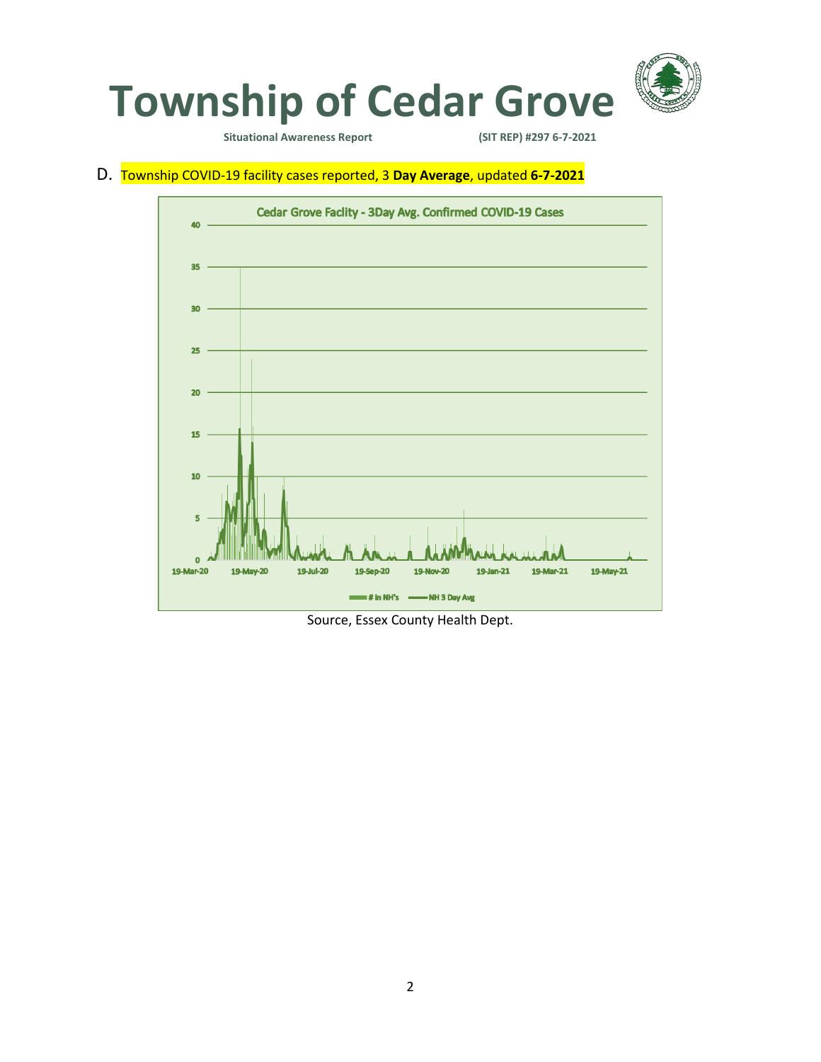# Township of Cedar Grove

**Situational Awareness Report** **(SIT REP) #297 6-7-2021**

D. Township COVID-19 facility cases reported, 3 **Day Average**, updated **6-7-2021**

Cedar Grove Faclity - 3Day Avg. Confirmed COVID-19 Cases

Source, Essex County Health Dept.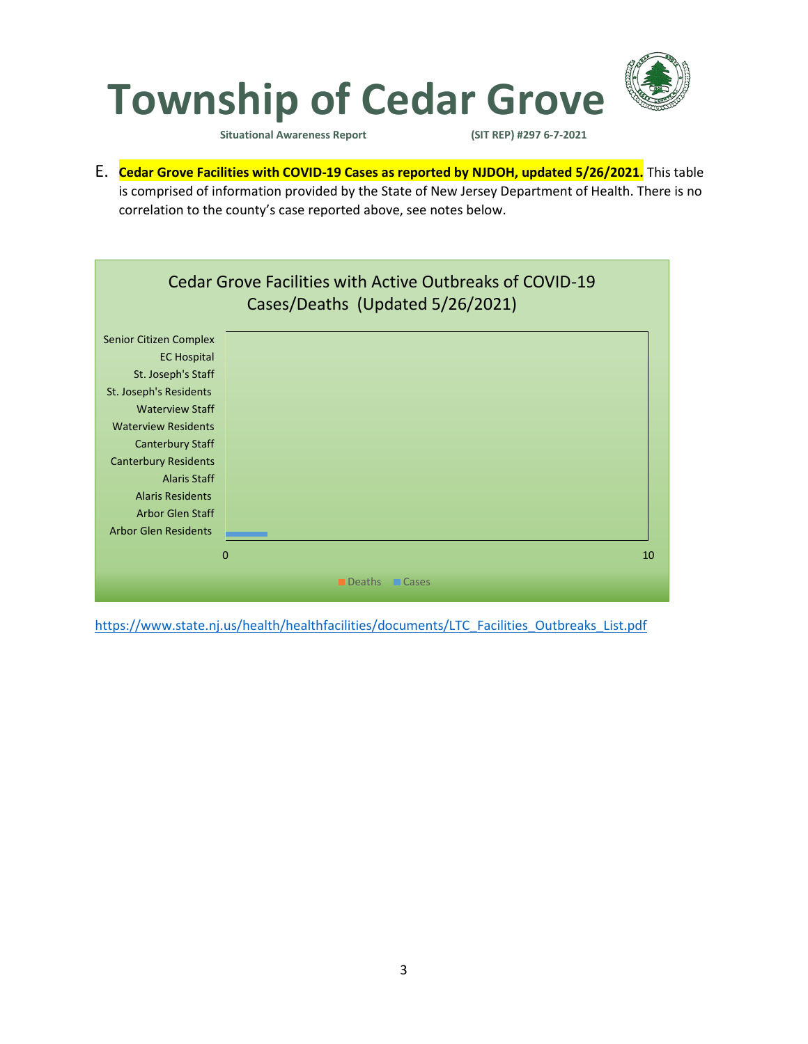E. **Cedar Grove Facilities with COVID-19 Cases as reported by NJDOH, updated 5/26/2021.** This table is comprised of information provided by the State of New Jersey Department of Health. There is no correlation to the county's case reported above, see notes below.

Cedar Grove Facilities with Active Outbreaks of COVID-19 Cases/Deaths (Updated 5/26/2021)

Senior Citizen Complex
EC Hospital
St. Joseph's Staff
St. Joseph's Residents
Waterview Staff
Waterview Residents
Canterbury Staff
Canterbury Residents
Alaris Staff
Alaris Residents
Arbor Glen Staff
Arbor Glen Residents

0 10

Deaths Cases

https://www.state.nj.us/health/healthfacilities/documents/LTC_Facilities_Outbreaks_List.pdf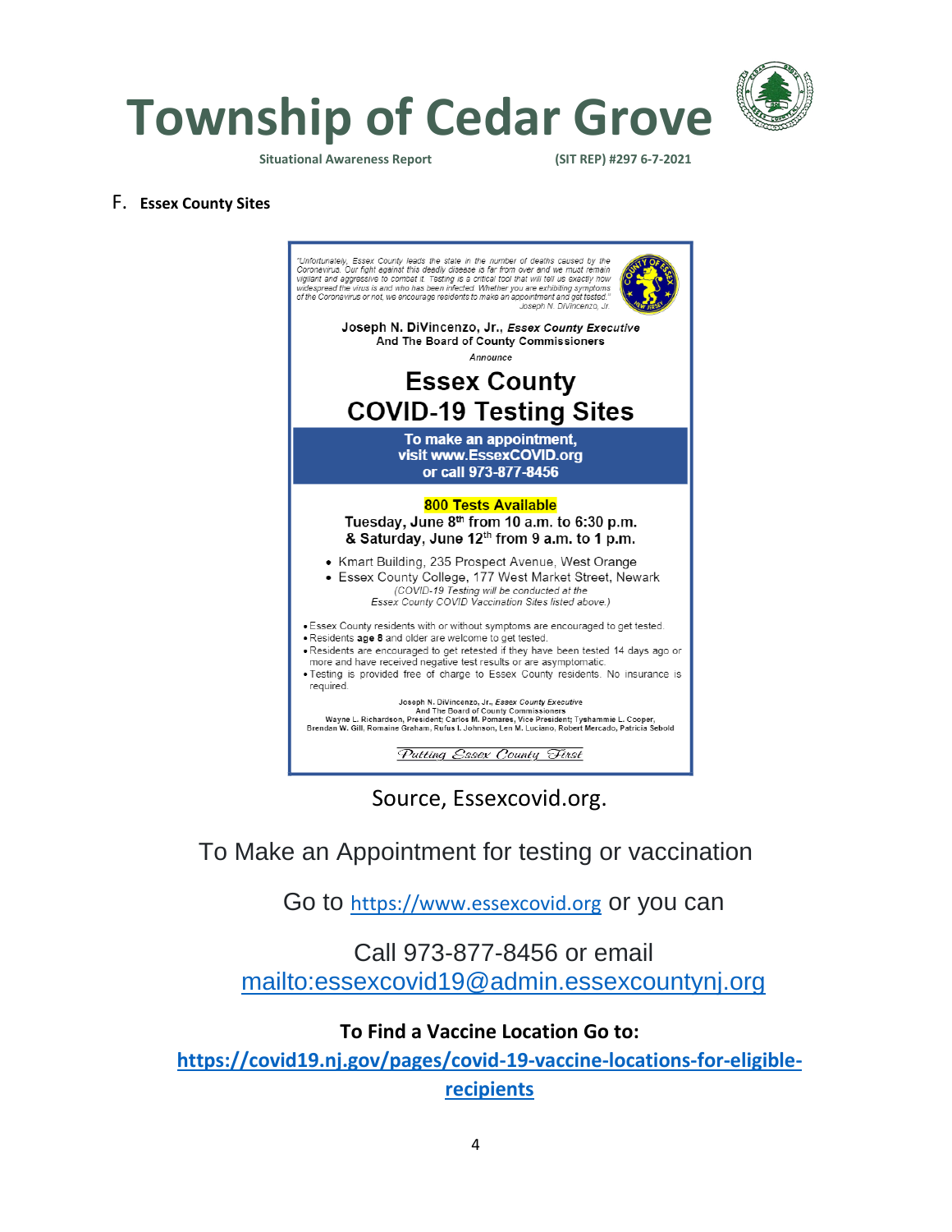F. **Essex County Sites**

"Unfortunately, Essex County leads the state in the number of deaths caused by the Coronavirus. Our fight against this deadly disease is far from over and we must remain vigilant and aggressive to combat it. Testing is a critical tool that will tell us exactly how widespread the virus is and who has been infected. Whether you are exhibiting symptoms of the Coronavirus or not, we encourage residents to make an appointment and get tested."
Joseph N. DiVincenzo, Jr.

**Joseph N. DiVincenzo, Jr.,** ***Essex County Executive***
**And The Board of County Commissioners**
*Announce*

# Essex County COVID-19 Testing Sites

**To make an appointment, visit www.EssexCOVID.org or call 973-877-8456**

**800 Tests Available**

**Tuesday, June 8th from 10 a.m. to 6:30 p.m.**
**& Saturday, June 12th from 9 a.m. to 1 p.m.**

- Kmart Building, 235 Prospect Avenue, West Orange
- Essex County College, 177 West Market Street, Newark

*(COVID-19 Testing will be conducted at the Essex County COVID Vaccination Sites listed above.)*

- Essex County residents with or without symptoms are encouraged to get tested.
- Residents **age 8** and older are welcome to get tested.
- Residents are encouraged to get retested if they have been tested 14 days ago or more and have received negative test results or are asymptomatic.
- Testing is provided free of charge to Essex County residents. No insurance is required.

Joseph N. DiVincenzo, Jr., *Essex County Executive*
And The Board of County Commissioners
Wayne L. Richardson, President; Carlos M. Pomares, Vice President; Tyshammie L. Cooper, Brendan W. Gill, Romaine Graham, Rufus I. Johnson, Len M. Luciano, Robert Mercado, Patricia Sebold

*Putting Essex County First*

Source, Essexcovid.org.

To Make an Appointment for testing or vaccination

Go to https://www.essexcovid.org or you can

Call 973-877-8456 or email mailto:essexcovid19@admin.essexcountynj.org

**To Find a Vaccine Location Go to:**

**https://covid19.nj.gov/pages/covid-19-vaccine-locations-for-eligible-recipients**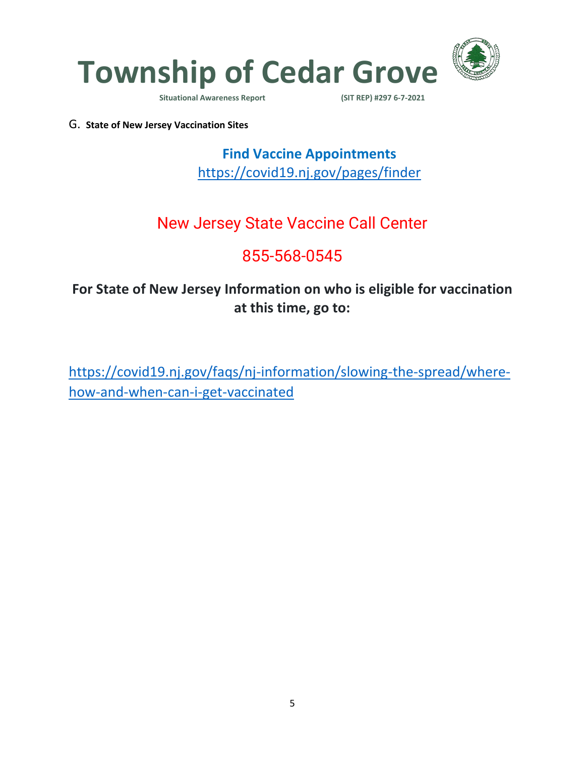G. **State of New Jersey Vaccination Sites**

**Find Vaccine Appointments**

https://covid19.nj.gov/pages/finder

New Jersey State Vaccine Call Center

855-568-0545

**For State of New Jersey Information on who is eligible for vaccination at this time, go to:**

https://covid19.nj.gov/faqs/nj-information/slowing-the-spread/where-how-and-when-can-i-get-vaccinated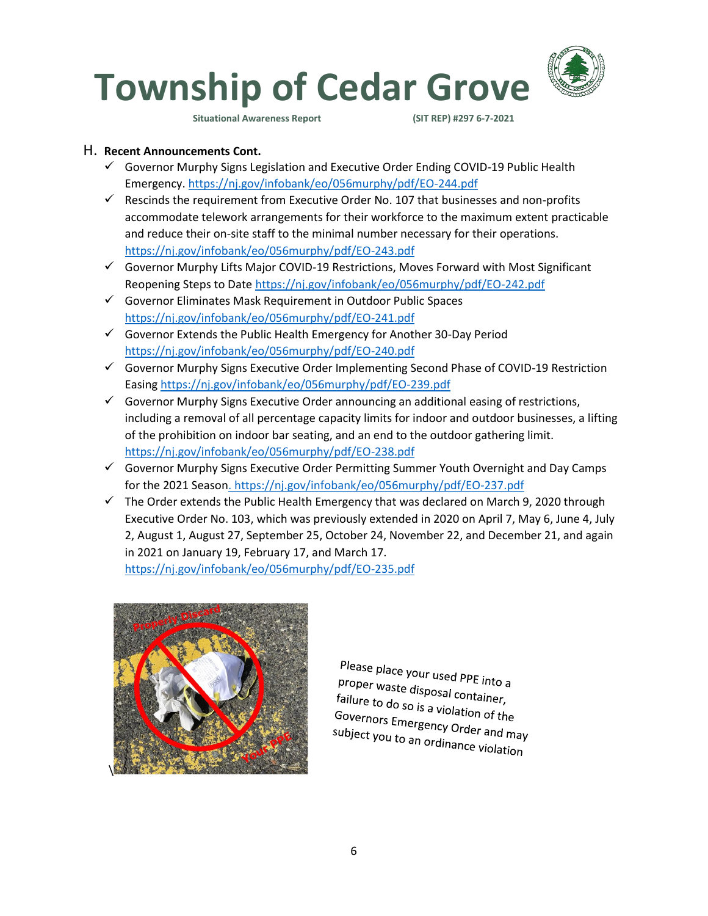# Township of Cedar Grove

Situational Awareness Report (SIT REP) #297 6-7-2021

## H. Recent Announcements Cont.

- ✓ Governor Murphy Signs Legislation and Executive Order Ending COVID-19 Public Health Emergency. https://nj.gov/infobank/eo/056murphy/pdf/EO-244.pdf
- ✓ Rescinds the requirement from Executive Order No. 107 that businesses and non-profits accommodate telework arrangements for their workforce to the maximum extent practicable and reduce their on-site staff to the minimal number necessary for their operations. https://nj.gov/infobank/eo/056murphy/pdf/EO-243.pdf
- ✓ Governor Murphy Lifts Major COVID-19 Restrictions, Moves Forward with Most Significant Reopening Steps to Date https://nj.gov/infobank/eo/056murphy/pdf/EO-242.pdf
- ✓ Governor Eliminates Mask Requirement in Outdoor Public Spaces https://nj.gov/infobank/eo/056murphy/pdf/EO-241.pdf
- ✓ Governor Extends the Public Health Emergency for Another 30-Day Period https://nj.gov/infobank/eo/056murphy/pdf/EO-240.pdf
- ✓ Governor Murphy Signs Executive Order Implementing Second Phase of COVID-19 Restriction Easing https://nj.gov/infobank/eo/056murphy/pdf/EO-239.pdf
- ✓ Governor Murphy Signs Executive Order announcing an additional easing of restrictions, including a removal of all percentage capacity limits for indoor and outdoor businesses, a lifting of the prohibition on indoor bar seating, and an end to the outdoor gathering limit. https://nj.gov/infobank/eo/056murphy/pdf/EO-238.pdf
- ✓ Governor Murphy Signs Executive Order Permitting Summer Youth Overnight and Day Camps for the 2021 Season. https://nj.gov/infobank/eo/056murphy/pdf/EO-237.pdf
- ✓ The Order extends the Public Health Emergency that was declared on March 9, 2020 through Executive Order No. 103, which was previously extended in 2020 on April 7, May 6, June 4, July 2, August 1, August 27, September 25, October 24, November 22, and December 21, and again in 2021 on January 19, February 17, and March 17. https://nj.gov/infobank/eo/056murphy/pdf/EO-235.pdf

Properly Discard Your PPE

Please place your used PPE into a proper waste disposal container, failure to do so is a violation of the Governors Emergency Order and may subject you to an ordinance violation